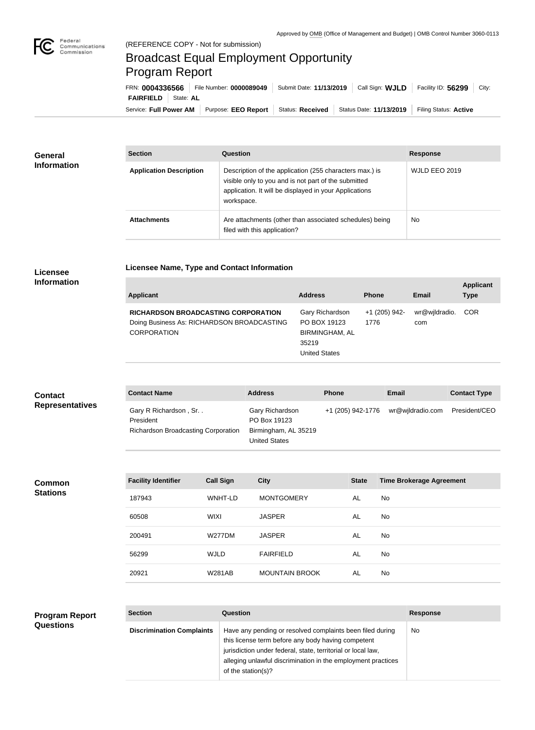Approved by OMB (Office of Management and Budget) | OMB Control Number 3060-0113

(REFERENCE COPY - Not for submission)

# Broadcast Equal Employment Opportunity Program Report

FRN: **0004336566** | File Number: **0000089049** | Submit Date: **11/13/2019** | Call Sign: **WJLD** | Facility ID: **56299** | City: **FAIRFIELD** | State: **AL**

Service: **Full Power AM** | Purpose: **EEO Report** | Status: **Received** | Status Date: **11/13/2019** | Filing Status: **Active**

## General Information

| Section | Question | Response |
| --- | --- | --- |
| **Application Description** | Description of the application (255 characters max.) is visible only to you and is not part of the submitted application. It will be displayed in your Applications workspace. | WJLD EEO 2019 |
| **Attachments** | Are attachments (other than associated schedules) being filed with this application? | No |

## Licensee Information

### Licensee Name, Type and Contact Information

| Applicant | Address | Phone | Email | Applicant Type |
| --- | --- | --- | --- | --- |
| **RICHARDSON BROADCASTING CORPORATION** Doing Business As: RICHARDSON BROADCASTING CORPORATION | Gary Richardson PO BOX 19123 BIRMINGHAM, AL 35219 United States | +1 (205) 942-1776 | wr@wjldradio.com | COR |

## Contact Representatives

| Contact Name | Address | Phone | Email | Contact Type |
| --- | --- | --- | --- | --- |
| Gary R Richardson , Sr. . President Richardson Broadcasting Corporation | Gary Richardson PO Box 19123 Birmingham, AL 35219 United States | +1 (205) 942-1776 | wr@wjldradio.com | President/CEO |

## Common Stations

| Facility Identifier | Call Sign | City | State | Time Brokerage Agreement |
| --- | --- | --- | --- | --- |
| 187943 | WNHT-LD | MONTGOMERY | AL | No |
| 60508 | WIXI | JASPER | AL | No |
| 200491 | W277DM | JASPER | AL | No |
| 56299 | WJLD | FAIRFIELD | AL | No |
| 20921 | W281AB | MOUNTAIN BROOK | AL | No |

## Program Report Questions

| Section | Question | Response |
| --- | --- | --- |
| **Discrimination Complaints** | Have any pending or resolved complaints been filed during this license term before any body having competent jurisdiction under federal, state, territorial or local law, alleging unlawful discrimination in the employment practices of the station(s)? | No |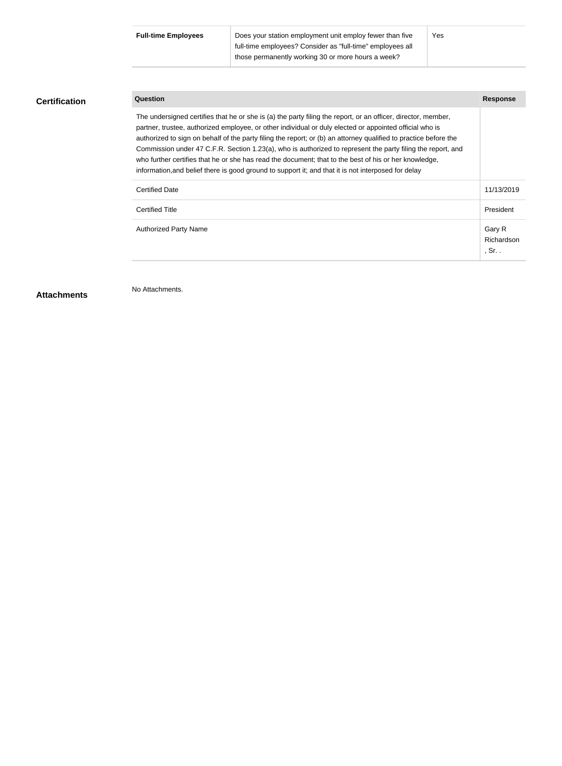| | | |
|---|---|---|
| **Full-time Employees** | Does your station employment unit employ fewer than five full-time employees? Consider as "full-time" employees all those permanently working 30 or more hours a week? | Yes |

## Certification

| Question | Response |
|---|---|
| The undersigned certifies that he or she is (a) the party filing the report, or an officer, director, member, partner, trustee, authorized employee, or other individual or duly elected or appointed official who is authorized to sign on behalf of the party filing the report; or (b) an attorney qualified to practice before the Commission under 47 C.F.R. Section 1.23(a), who is authorized to represent the party filing the report, and who further certifies that he or she has read the document; that to the best of his or her knowledge, information,and belief there is good ground to support it; and that it is not interposed for delay | |
| Certified Date | 11/13/2019 |
| Certified Title | President |
| Authorized Party Name | Gary R Richardson , Sr. . |

## Attachments

No Attachments.